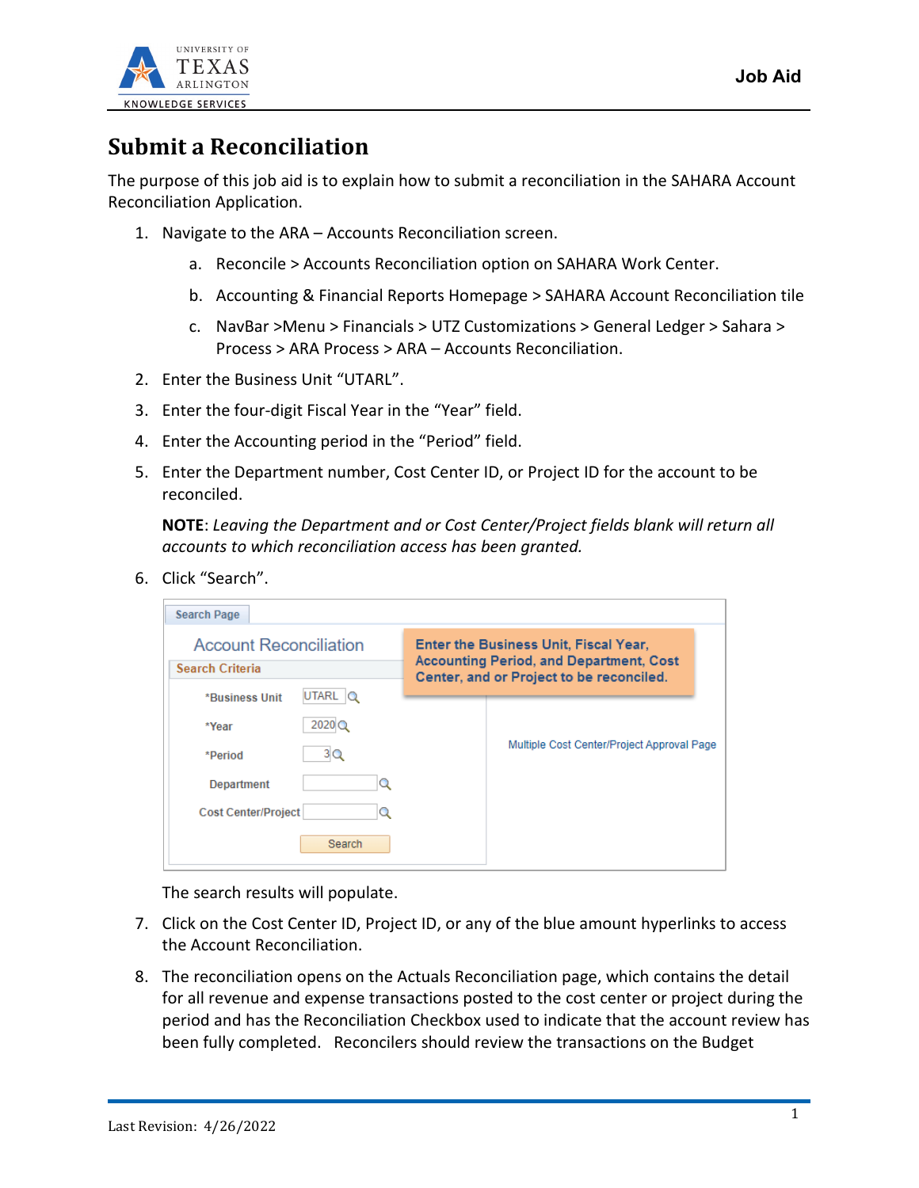# Submit a Reconciliation

The purpose of this job aid is to explain how to submit a reconciliation in the SAHARA Account Reconciliation Application.

1. Navigate to the ARA – Accounts Reconciliation screen.
   a. Reconcile > Accounts Reconciliation option on SAHARA Work Center.
   b. Accounting & Financial Reports Homepage > SAHARA Account Reconciliation tile
   c. NavBar >Menu > Financials > UTZ Customizations > General Ledger > Sahara > Process > ARA Process > ARA – Accounts Reconciliation.
2. Enter the Business Unit "UTARL".
3. Enter the four-digit Fiscal Year in the "Year" field.
4. Enter the Accounting period in the "Period" field.
5. Enter the Department number, Cost Center ID, or Project ID for the account to be reconciled.

   **NOTE**: *Leaving the Department and or Cost Center/Project fields blank will return all accounts to which reconciliation access has been granted.*

6. Click "Search".

   Search Page

   Account Reconciliation

   Search Criteria

   *Business Unit UTARL

   *Year 2020

   *Period 3

   Department

   Cost Center/Project

   Search

   Enter the Business Unit, Fiscal Year, Accounting Period, and Department, Cost Center, and or Project to be reconciled.

   Multiple Cost Center/Project Approval Page

   The search results will populate.

7. Click on the Cost Center ID, Project ID, or any of the blue amount hyperlinks to access the Account Reconciliation.
8. The reconciliation opens on the Actuals Reconciliation page, which contains the detail for all revenue and expense transactions posted to the cost center or project during the period and has the Reconciliation Checkbox used to indicate that the account review has been fully completed. Reconcilers should review the transactions on the Budget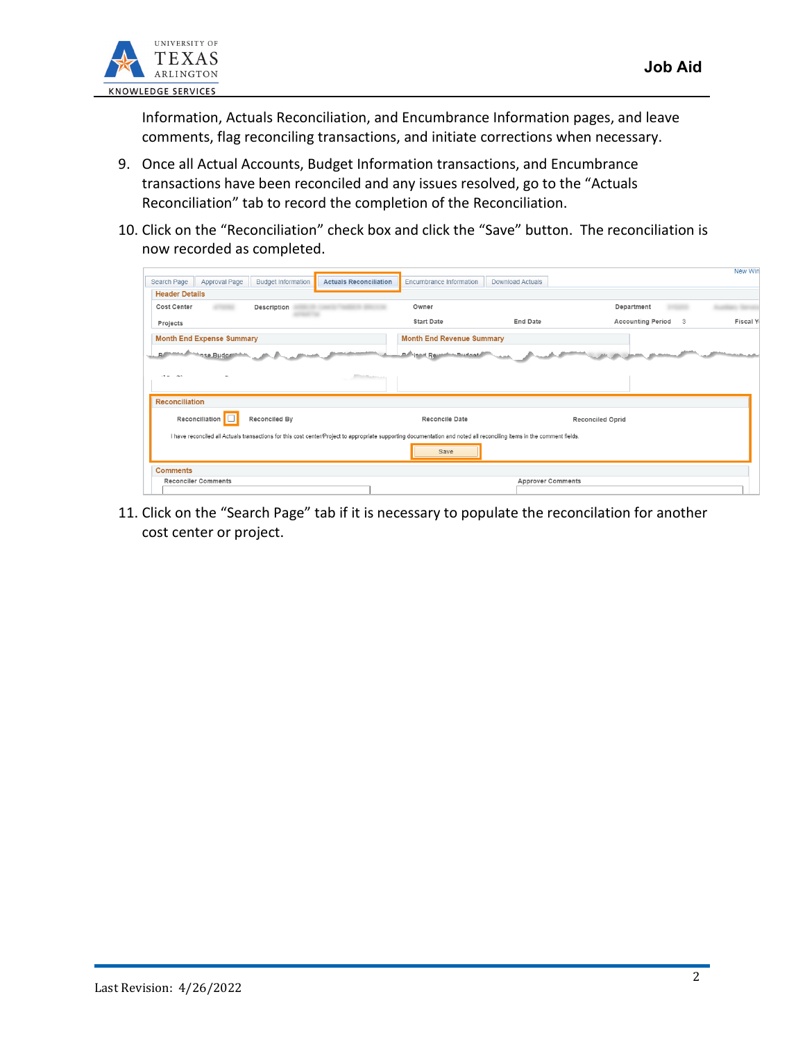Information, Actuals Reconciliation, and Encumbrance Information pages, and leave comments, flag reconciling transactions, and initiate corrections when necessary.

9. Once all Actual Accounts, Budget Information transactions, and Encumbrance transactions have been reconciled and any issues resolved, go to the "Actuals Reconciliation" tab to record the completion of the Reconciliation.
10. Click on the "Reconciliation" check box and click the "Save" button. The reconciliation is now recorded as completed.

Search Page | Approval Page | Budget Information | Actuals Reconciliation | Encumbrance Information | Download Actuals

Header Details

Cost Center | Description | Owner | Department

Projects | Start Date | End Date | Accounting Period 3 | Fiscal Y

Month End Expense Summary

Month End Revenue Summary

Reconciliation

Reconciliation | Reconciled By | Reconcile Date | Reconciled Oprid

I have reconciled all Actuals transactions for this cost center/Project to appropriate supporting documentation and noted all reconciling items in the comment fields.

Save

Comments

Reconciler Comments | Approver Comments

11. Click on the "Search Page" tab if it is necessary to populate the reconcilation for another cost center or project.